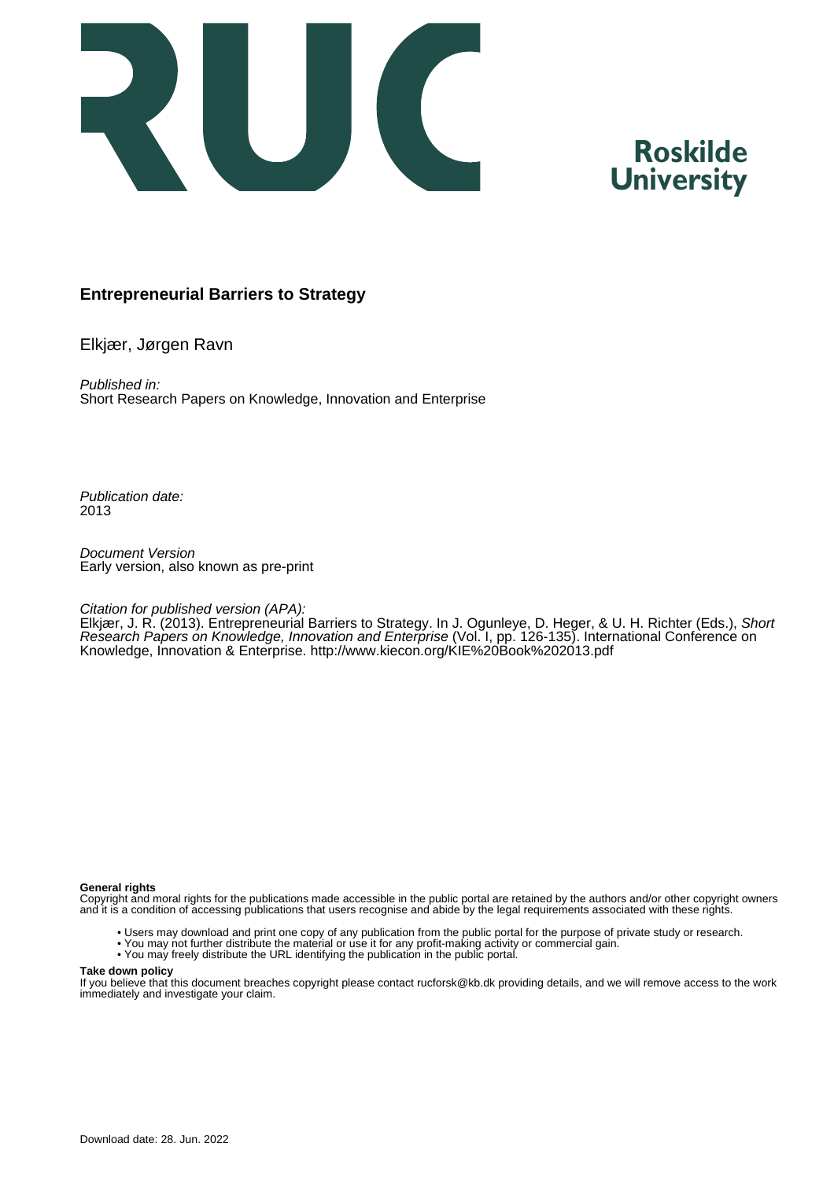**Entrepreneurial Barriers to Strategy**

Elkjær, Jørgen Ravn

*Published in:*
Short Research Papers on Knowledge, Innovation and Enterprise

*Publication date:*
2013

*Document Version*
Early version, also known as pre-print

*Citation for published version (APA):*
Elkjær, J. R. (2013). Entrepreneurial Barriers to Strategy. In J. Ogunleye, D. Heger, & U. H. Richter (Eds.), *Short Research Papers on Knowledge, Innovation and Enterprise* (Vol. I, pp. 126-135). International Conference on Knowledge, Innovation & Enterprise. http://www.kiecon.org/KIE%20Book%202013.pdf

**General rights**
Copyright and moral rights for the publications made accessible in the public portal are retained by the authors and/or other copyright owners and it is a condition of accessing publications that users recognise and abide by the legal requirements associated with these rights.

- Users may download and print one copy of any publication from the public portal for the purpose of private study or research.
- You may not further distribute the material or use it for any profit-making activity or commercial gain.
- You may freely distribute the URL identifying the publication in the public portal.

**Take down policy**
If you believe that this document breaches copyright please contact rucforsk@kb.dk providing details, and we will remove access to the work immediately and investigate your claim.

Download date: 28. Jun. 2022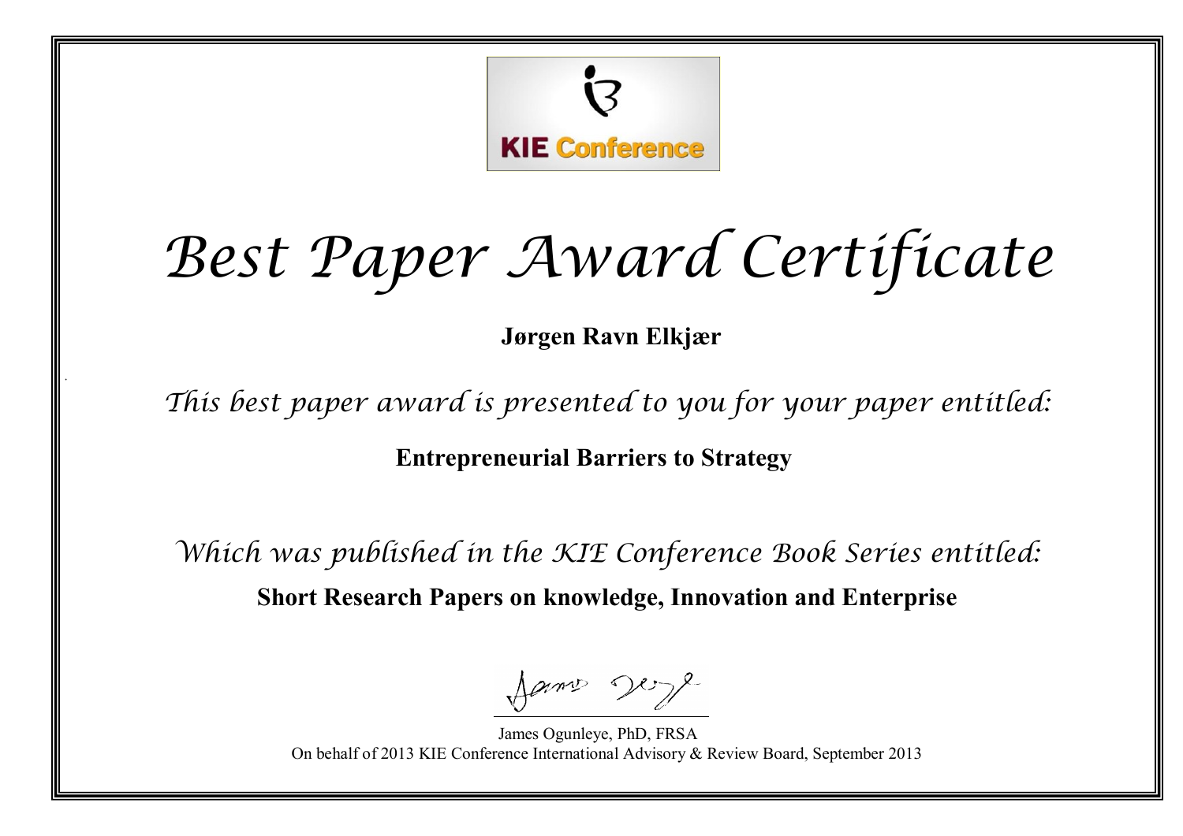KIE Conference

# Best Paper Award Certificate

**Jørgen Ravn Elkjær**

*This best paper award is presented to you for your paper entitled:*

**Entrepreneurial Barriers to Strategy**

*Which was published in the KIE Conference Book Series entitled:*

**Short Research Papers on knowledge, Innovation and Enterprise**

James Ogunleye, PhD, FRSA
On behalf of 2013 KIE Conference International Advisory & Review Board, September 2013